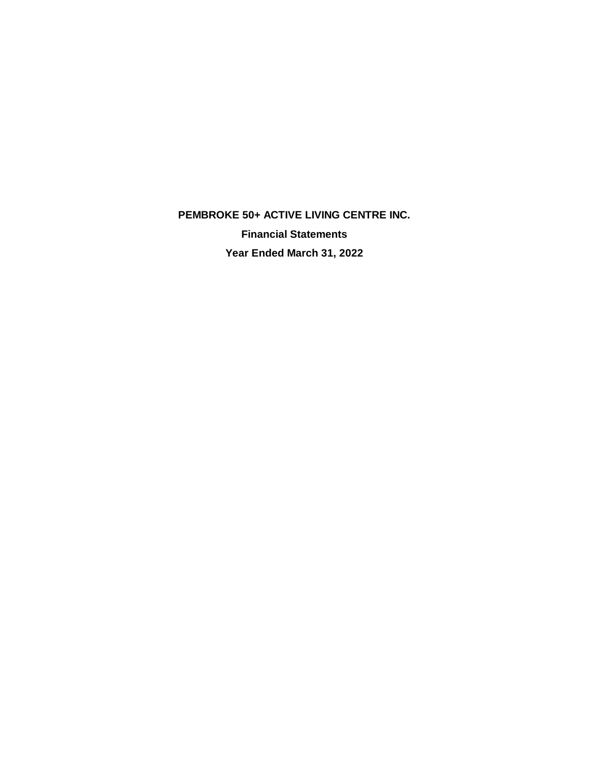# PEMBROKE 50+ ACTIVE LIVING CENTRE INC.

## Financial Statements

## Year Ended March 31, 2022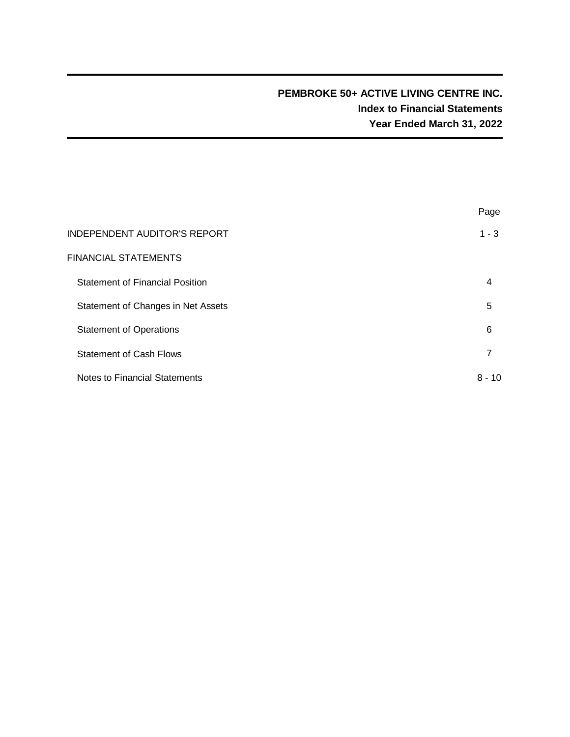# PEMBROKE 50+ ACTIVE LIVING CENTRE INC.

## Index to Financial Statements

## Year Ended March 31, 2022

| | Page |
|---|---|
| INDEPENDENT AUDITOR'S REPORT | 1 - 3 |
| FINANCIAL STATEMENTS | |
| Statement of Financial Position | 4 |
| Statement of Changes in Net Assets | 5 |
| Statement of Operations | 6 |
| Statement of Cash Flows | 7 |
| Notes to Financial Statements | 8 - 10 |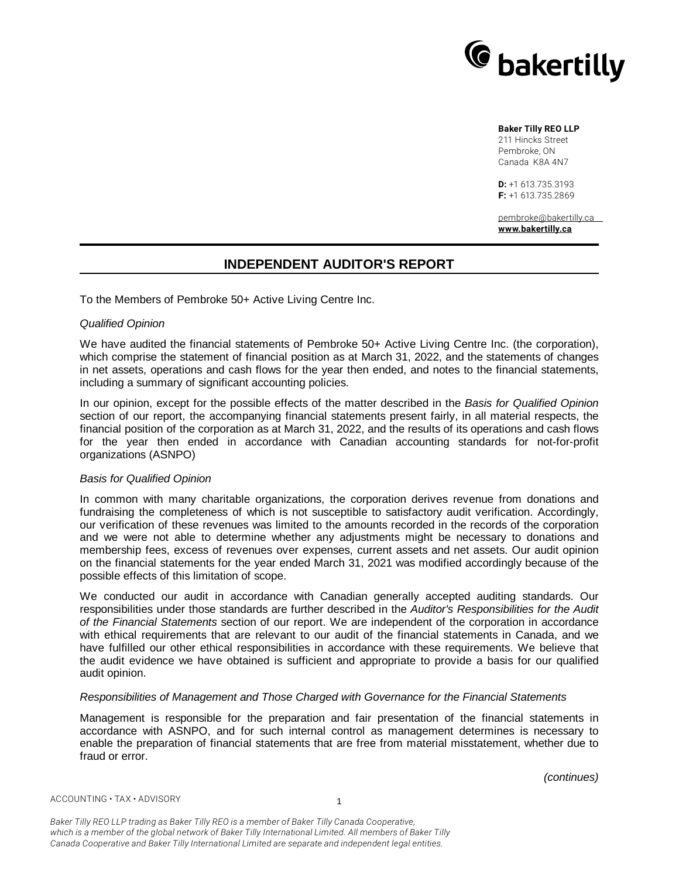**Baker Tilly REO LLP**
211 Hincks Street
Pembroke, ON
Canada K8A 4N7

**D:** +1 613.735.3193
**F:** +1 613.735.2869

pembroke@bakertilly.ca
**www.bakertilly.ca**

# INDEPENDENT AUDITOR'S REPORT

To the Members of Pembroke 50+ Active Living Centre Inc.

*Qualified Opinion*

We have audited the financial statements of Pembroke 50+ Active Living Centre Inc. (the corporation), which comprise the statement of financial position as at March 31, 2022, and the statements of changes in net assets, operations and cash flows for the year then ended, and notes to the financial statements, including a summary of significant accounting policies.

In our opinion, except for the possible effects of the matter described in the *Basis for Qualified Opinion* section of our report, the accompanying financial statements present fairly, in all material respects, the financial position of the corporation as at March 31, 2022, and the results of its operations and cash flows for the year then ended in accordance with Canadian accounting standards for not-for-profit organizations (ASNPO)

*Basis for Qualified Opinion*

In common with many charitable organizations, the corporation derives revenue from donations and fundraising the completeness of which is not susceptible to satisfactory audit verification. Accordingly, our verification of these revenues was limited to the amounts recorded in the records of the corporation and we were not able to determine whether any adjustments might be necessary to donations and membership fees, excess of revenues over expenses, current assets and net assets. Our audit opinion on the financial statements for the year ended March 31, 2021 was modified accordingly because of the possible effects of this limitation of scope.

We conducted our audit in accordance with Canadian generally accepted auditing standards. Our responsibilities under those standards are further described in the *Auditor's Responsibilities for the Audit of the Financial Statements* section of our report. We are independent of the corporation in accordance with ethical requirements that are relevant to our audit of the financial statements in Canada, and we have fulfilled our other ethical responsibilities in accordance with these requirements. We believe that the audit evidence we have obtained is sufficient and appropriate to provide a basis for our qualified audit opinion.

*Responsibilities of Management and Those Charged with Governance for the Financial Statements*

Management is responsible for the preparation and fair presentation of the financial statements in accordance with ASNPO, and for such internal control as management determines is necessary to enable the preparation of financial statements that are free from material misstatement, whether due to fraud or error.

*(continues)*

ACCOUNTING • TAX • ADVISORY

*Baker Tilly REO LLP trading as Baker Tilly REO is a member of Baker Tilly Canada Cooperative, which is a member of the global network of Baker Tilly International Limited. All members of Baker Tilly Canada Cooperative and Baker Tilly International Limited are separate and independent legal entities.*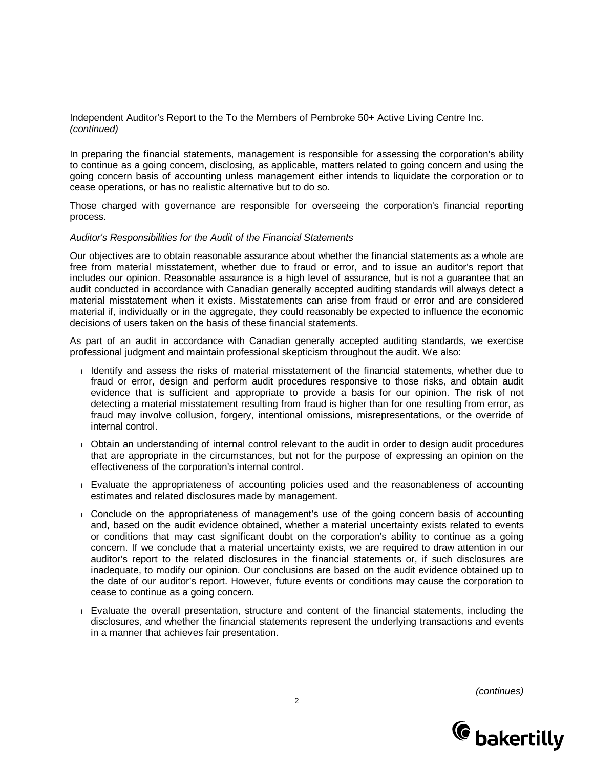Independent Auditor's Report to the To the Members of Pembroke 50+ Active Living Centre Inc. *(continued)*

In preparing the financial statements, management is responsible for assessing the corporation's ability to continue as a going concern, disclosing, as applicable, matters related to going concern and using the going concern basis of accounting unless management either intends to liquidate the corporation or to cease operations, or has no realistic alternative but to do so.

Those charged with governance are responsible for overseeing the corporation's financial reporting process.

*Auditor's Responsibilities for the Audit of the Financial Statements*

Our objectives are to obtain reasonable assurance about whether the financial statements as a whole are free from material misstatement, whether due to fraud or error, and to issue an auditor's report that includes our opinion. Reasonable assurance is a high level of assurance, but is not a guarantee that an audit conducted in accordance with Canadian generally accepted auditing standards will always detect a material misstatement when it exists. Misstatements can arise from fraud or error and are considered material if, individually or in the aggregate, they could reasonably be expected to influence the economic decisions of users taken on the basis of these financial statements.

As part of an audit in accordance with Canadian generally accepted auditing standards, we exercise professional judgment and maintain professional skepticism throughout the audit. We also:

- Identify and assess the risks of material misstatement of the financial statements, whether due to fraud or error, design and perform audit procedures responsive to those risks, and obtain audit evidence that is sufficient and appropriate to provide a basis for our opinion. The risk of not detecting a material misstatement resulting from fraud is higher than for one resulting from error, as fraud may involve collusion, forgery, intentional omissions, misrepresentations, or the override of internal control.
- Obtain an understanding of internal control relevant to the audit in order to design audit procedures that are appropriate in the circumstances, but not for the purpose of expressing an opinion on the effectiveness of the corporation's internal control.
- Evaluate the appropriateness of accounting policies used and the reasonableness of accounting estimates and related disclosures made by management.
- Conclude on the appropriateness of management's use of the going concern basis of accounting and, based on the audit evidence obtained, whether a material uncertainty exists related to events or conditions that may cast significant doubt on the corporation's ability to continue as a going concern. If we conclude that a material uncertainty exists, we are required to draw attention in our auditor's report to the related disclosures in the financial statements or, if such disclosures are inadequate, to modify our opinion. Our conclusions are based on the audit evidence obtained up to the date of our auditor's report. However, future events or conditions may cause the corporation to cease to continue as a going concern.
- Evaluate the overall presentation, structure and content of the financial statements, including the disclosures, and whether the financial statements represent the underlying transactions and events in a manner that achieves fair presentation.

*(continues)*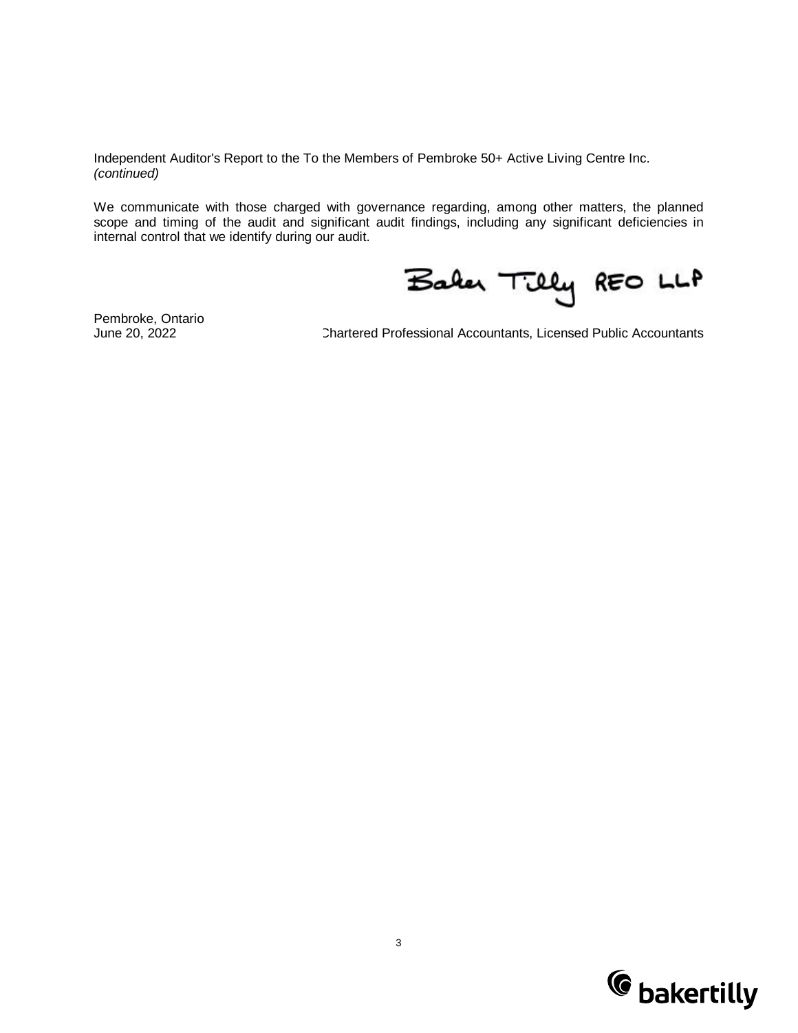Independent Auditor's Report to the To the Members of Pembroke 50+ Active Living Centre Inc.
*(continued)*

We communicate with those charged with governance regarding, among other matters, the planned scope and timing of the audit and significant audit findings, including any significant deficiencies in internal control that we identify during our audit.

Baker Tilly REO LLP

Pembroke, Ontario
June 20, 2022

Chartered Professional Accountants, Licensed Public Accountants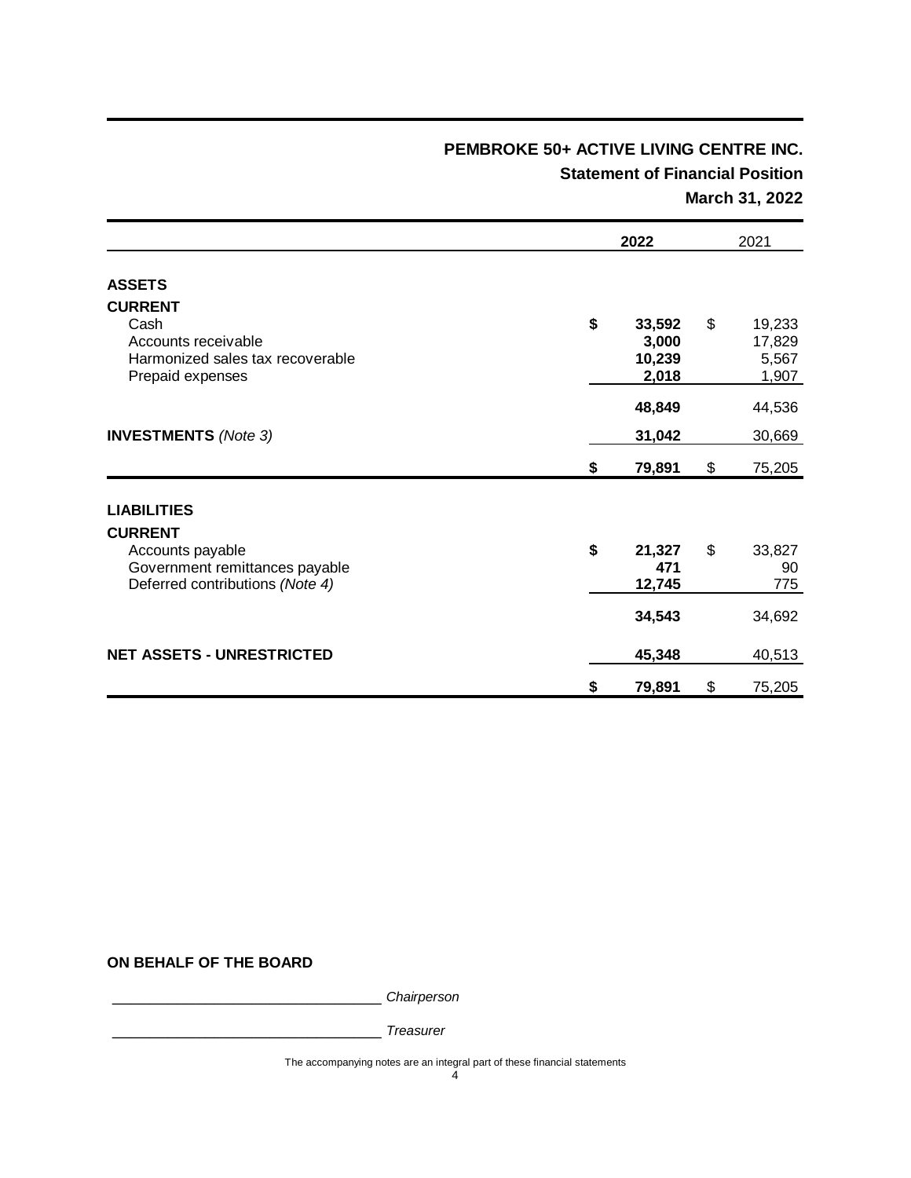# PEMBROKE 50+ ACTIVE LIVING CENTRE INC.

## Statement of Financial Position

### March 31, 2022

| | 2022 | 2021 |
|---|---|---|
| **ASSETS** | | |
| **CURRENT** | | |
| Cash | **$ 33,592** | $ 19,233 |
| Accounts receivable | **3,000** | 17,829 |
| Harmonized sales tax recoverable | **10,239** | 5,567 |
| Prepaid expenses | **2,018** | 1,907 |
| | **48,849** | 44,536 |
| **INVESTMENTS** *(Note 3)* | **31,042** | 30,669 |
| | **$ 79,891** | $ 75,205 |
| **LIABILITIES** | | |
| **CURRENT** | | |
| Accounts payable | **$ 21,327** | $ 33,827 |
| Government remittances payable | **471** | 90 |
| Deferred contributions *(Note 4)* | **12,745** | 775 |
| | **34,543** | 34,692 |
| **NET ASSETS - UNRESTRICTED** | **45,348** | 40,513 |
| | **$ 79,891** | $ 75,205 |

**ON BEHALF OF THE BOARD**

_________________________________ *Chairperson*

_________________________________ *Treasurer*

The accompanying notes are an integral part of these financial statements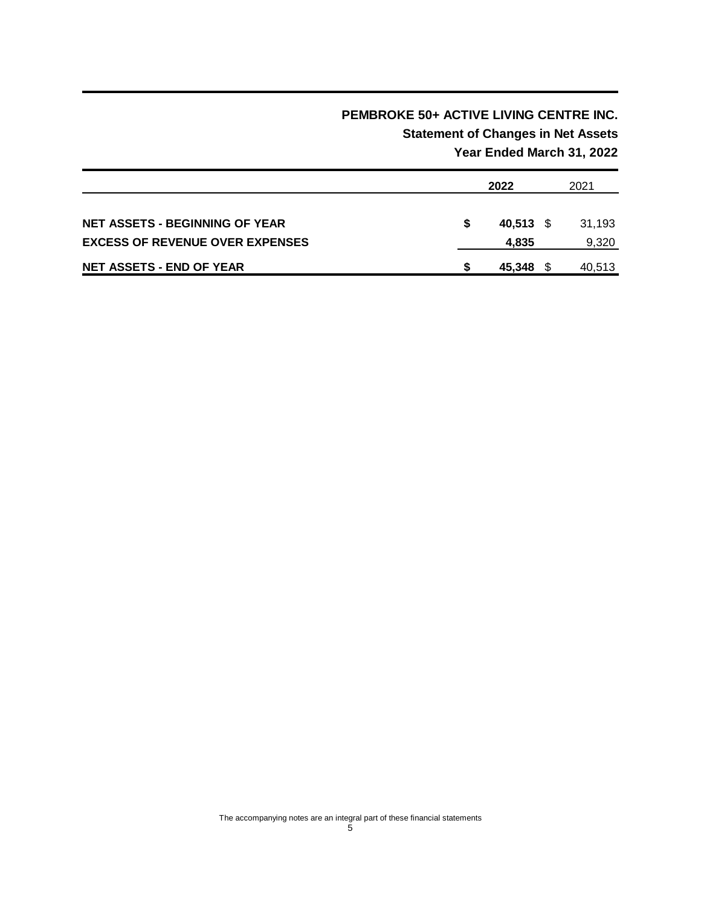# PEMBROKE 50+ ACTIVE LIVING CENTRE INC.

## Statement of Changes in Net Assets

### Year Ended March 31, 2022

| | 2022 | 2021 |
|---|---|---|
| **NET ASSETS - BEGINNING OF YEAR** | **$ 40,513** | $ 31,193 |
| **EXCESS OF REVENUE OVER EXPENSES** | **4,835** | 9,320 |
| **NET ASSETS - END OF YEAR** | **$ 45,348** | $ 40,513 |

The accompanying notes are an integral part of these financial statements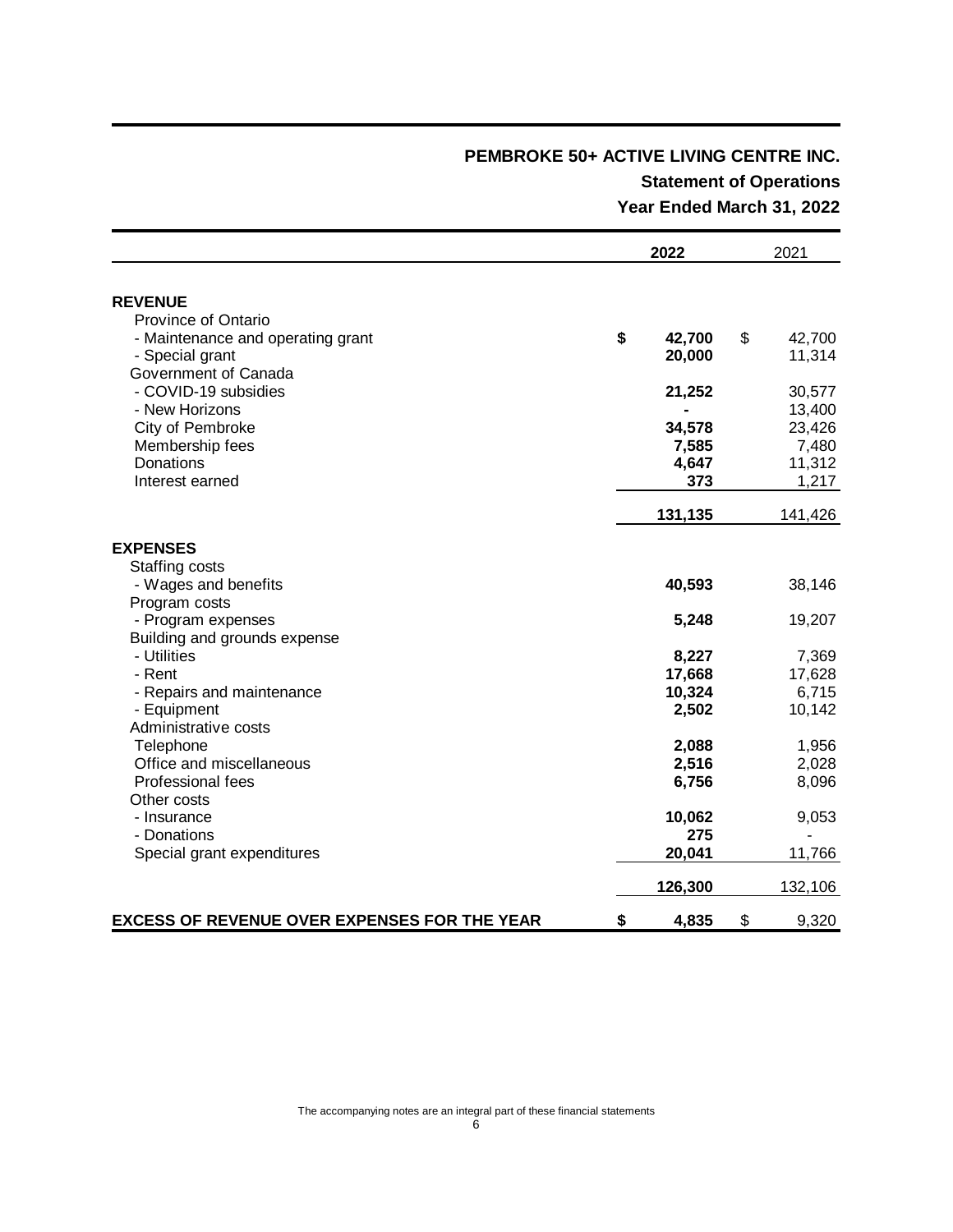# PEMBROKE 50+ ACTIVE LIVING CENTRE INC.

## Statement of Operations

### Year Ended March 31, 2022

| | 2022 | 2021 |
|---|---|---|
| **REVENUE** | | |
| Province of Ontario | | |
| - Maintenance and operating grant | **$ 42,700** | $ 42,700 |
| - Special grant | **20,000** | 11,314 |
| Government of Canada | | |
| - COVID-19 subsidies | **21,252** | 30,577 |
| - New Horizons | **-** | 13,400 |
| City of Pembroke | **34,578** | 23,426 |
| Membership fees | **7,585** | 7,480 |
| Donations | **4,647** | 11,312 |
| Interest earned | **373** | 1,217 |
| | **131,135** | 141,426 |
| **EXPENSES** | | |
| Staffing costs | | |
| - Wages and benefits | **40,593** | 38,146 |
| Program costs | | |
| - Program expenses | **5,248** | 19,207 |
| Building and grounds expense | | |
| - Utilities | **8,227** | 7,369 |
| - Rent | **17,668** | 17,628 |
| - Repairs and maintenance | **10,324** | 6,715 |
| - Equipment | **2,502** | 10,142 |
| Administrative costs | | |
| Telephone | **2,088** | 1,956 |
| Office and miscellaneous | **2,516** | 2,028 |
| Professional fees | **6,756** | 8,096 |
| Other costs | | |
| - Insurance | **10,062** | 9,053 |
| - Donations | **275** | - |
| Special grant expenditures | **20,041** | 11,766 |
| | **126,300** | 132,106 |
| **EXCESS OF REVENUE OVER EXPENSES FOR THE YEAR** | **$ 4,835** | $ 9,320 |

The accompanying notes are an integral part of these financial statements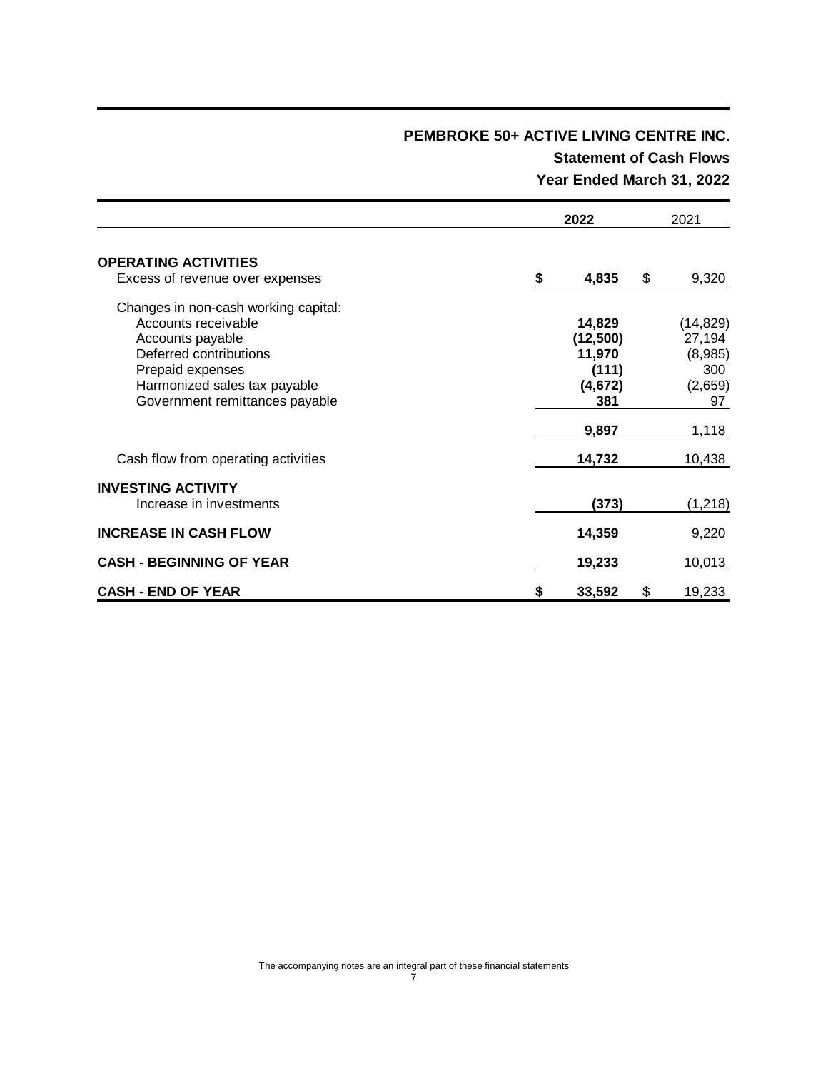# PEMBROKE 50+ ACTIVE LIVING CENTRE INC.

## Statement of Cash Flows

## Year Ended March 31, 2022

| | 2022 | 2021 |
|---|---|---|
| **OPERATING ACTIVITIES** | | |
| Excess of revenue over expenses | **$ 4,835** | $ 9,320 |
| Changes in non-cash working capital: | | |
| Accounts receivable | **14,829** | (14,829) |
| Accounts payable | **(12,500)** | 27,194 |
| Deferred contributions | **11,970** | (8,985) |
| Prepaid expenses | **(111)** | 300 |
| Harmonized sales tax payable | **(4,672)** | (2,659) |
| Government remittances payable | **381** | 97 |
| | **9,897** | 1,118 |
| Cash flow from operating activities | **14,732** | 10,438 |
| **INVESTING ACTIVITY** | | |
| Increase in investments | **(373)** | (1,218) |
| **INCREASE IN CASH FLOW** | **14,359** | 9,220 |
| **CASH - BEGINNING OF YEAR** | **19,233** | 10,013 |
| **CASH - END OF YEAR** | **$ 33,592** | $ 19,233 |

The accompanying notes are an integral part of these financial statements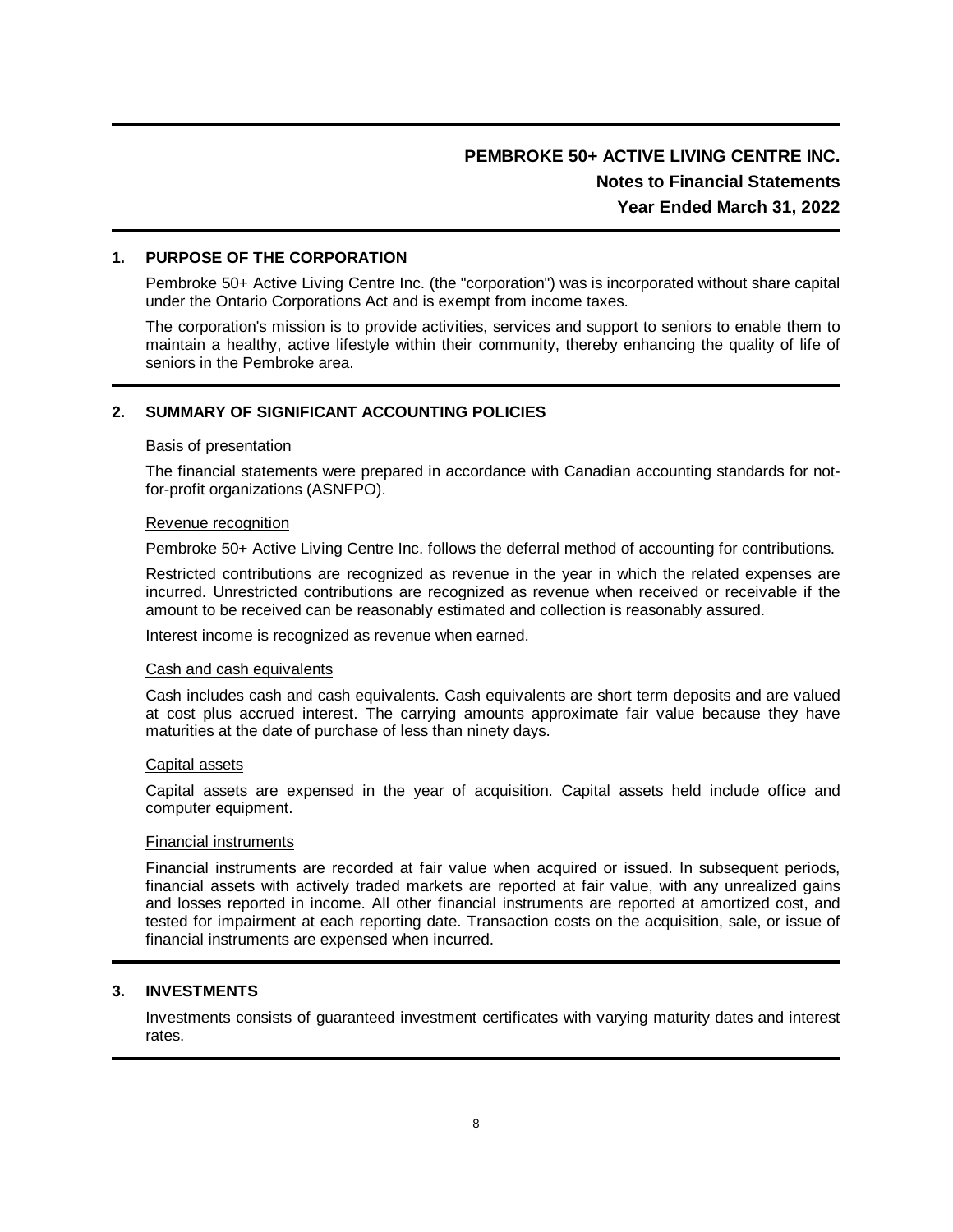# PEMBROKE 50+ ACTIVE LIVING CENTRE INC.

## Notes to Financial Statements

## Year Ended March 31, 2022

### 1. PURPOSE OF THE CORPORATION

Pembroke 50+ Active Living Centre Inc. (the "corporation") was is incorporated without share capital under the Ontario Corporations Act and is exempt from income taxes.

The corporation's mission is to provide activities, services and support to seniors to enable them to maintain a healthy, active lifestyle within their community, thereby enhancing the quality of life of seniors in the Pembroke area.

### 2. SUMMARY OF SIGNIFICANT ACCOUNTING POLICIES

Basis of presentation

The financial statements were prepared in accordance with Canadian accounting standards for not-for-profit organizations (ASNFPO).

Revenue recognition

Pembroke 50+ Active Living Centre Inc. follows the deferral method of accounting for contributions.

Restricted contributions are recognized as revenue in the year in which the related expenses are incurred. Unrestricted contributions are recognized as revenue when received or receivable if the amount to be received can be reasonably estimated and collection is reasonably assured.

Interest income is recognized as revenue when earned.

Cash and cash equivalents

Cash includes cash and cash equivalents. Cash equivalents are short term deposits and are valued at cost plus accrued interest. The carrying amounts approximate fair value because they have maturities at the date of purchase of less than ninety days.

Capital assets

Capital assets are expensed in the year of acquisition. Capital assets held include office and computer equipment.

Financial instruments

Financial instruments are recorded at fair value when acquired or issued. In subsequent periods, financial assets with actively traded markets are reported at fair value, with any unrealized gains and losses reported in income. All other financial instruments are reported at amortized cost, and tested for impairment at each reporting date. Transaction costs on the acquisition, sale, or issue of financial instruments are expensed when incurred.

### 3. INVESTMENTS

Investments consists of guaranteed investment certificates with varying maturity dates and interest rates.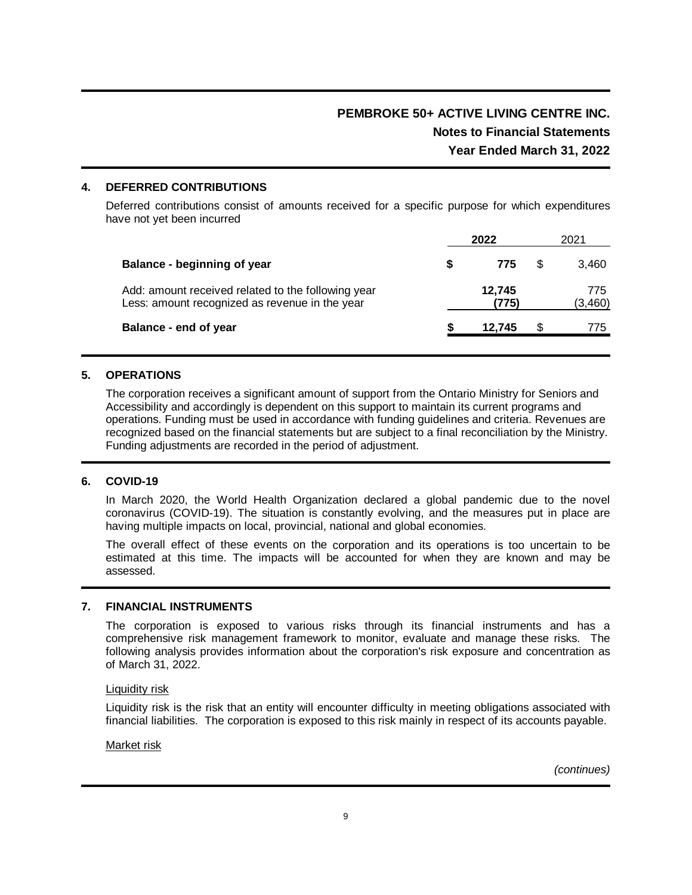**PEMBROKE 50+ ACTIVE LIVING CENTRE INC.**
**Notes to Financial Statements**
**Year Ended March 31, 2022**

## 4. DEFERRED CONTRIBUTIONS

Deferred contributions consist of amounts received for a specific purpose for which expenditures have not yet been incurred

| | 2022 | 2021 |
|---|---|---|
| **Balance - beginning of year** | **$ 775** | $ 3,460 |
| Add: amount received related to the following year | **12,745** | 775 |
| Less: amount recognized as revenue in the year | **(775)** | (3,460) |
| **Balance - end of year** | **$ 12,745** | $ 775 |

## 5. OPERATIONS

The corporation receives a significant amount of support from the Ontario Ministry for Seniors and Accessibility and accordingly is dependent on this support to maintain its current programs and operations. Funding must be used in accordance with funding guidelines and criteria. Revenues are recognized based on the financial statements but are subject to a final reconciliation by the Ministry. Funding adjustments are recorded in the period of adjustment.

## 6. COVID-19

In March 2020, the World Health Organization declared a global pandemic due to the novel coronavirus (COVID-19). The situation is constantly evolving, and the measures put in place are having multiple impacts on local, provincial, national and global economies.

The overall effect of these events on the corporation and its operations is too uncertain to be estimated at this time. The impacts will be accounted for when they are known and may be assessed.

## 7. FINANCIAL INSTRUMENTS

The corporation is exposed to various risks through its financial instruments and has a comprehensive risk management framework to monitor, evaluate and manage these risks. The following analysis provides information about the corporation's risk exposure and concentration as of March 31, 2022.

Liquidity risk

Liquidity risk is the risk that an entity will encounter difficulty in meeting obligations associated with financial liabilities. The corporation is exposed to this risk mainly in respect of its accounts payable.

Market risk

*(continues)*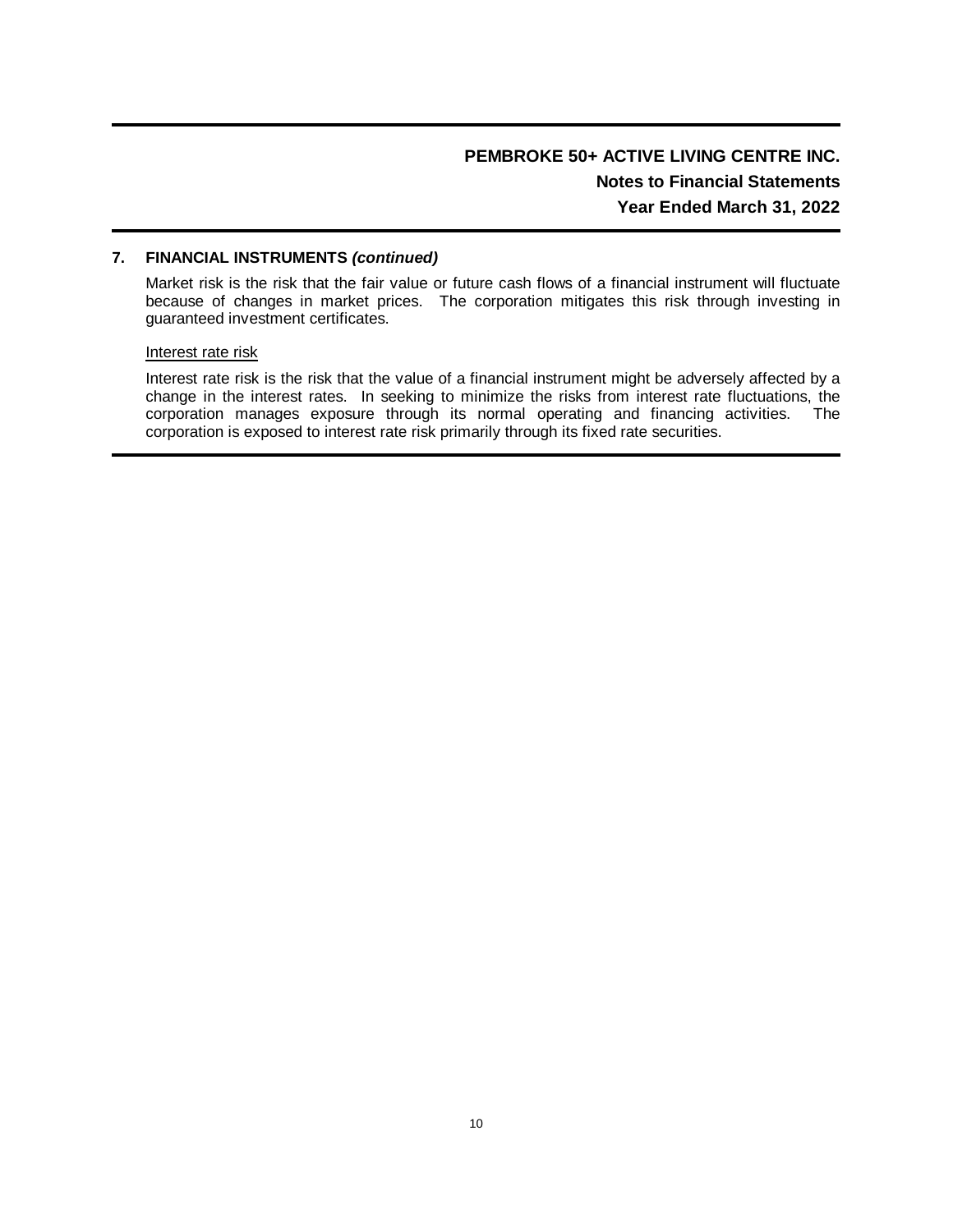## 7. FINANCIAL INSTRUMENTS *(continued)*

Market risk is the risk that the fair value or future cash flows of a financial instrument will fluctuate because of changes in market prices. The corporation mitigates this risk through investing in guaranteed investment certificates.

Interest rate risk

Interest rate risk is the risk that the value of a financial instrument might be adversely affected by a change in the interest rates. In seeking to minimize the risks from interest rate fluctuations, the corporation manages exposure through its normal operating and financing activities. The corporation is exposed to interest rate risk primarily through its fixed rate securities.